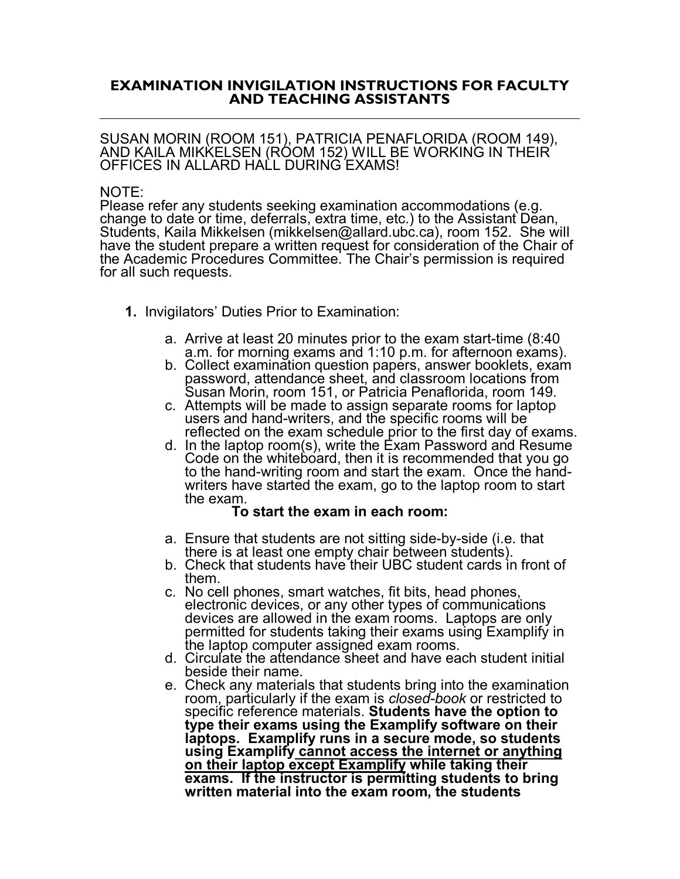# EXAMINATION INVIGILATION INSTRUCTIONS FOR FACULTY AND TEACHING ASSISTANTS

SUSAN MORIN (ROOM 151), PATRICIA PENAFLORIDA (ROOM 149), AND KAILA MIKKELSEN (ROOM 152) WILL BE WORKING IN THEIR OFFICES IN ALLARD HALL DURING EXAMS!

NOTE:
Please refer any students seeking examination accommodations (e.g. change to date or time, deferrals, extra time, etc.) to the Assistant Dean, Students, Kaila Mikkelsen (mikkelsen@allard.ubc.ca), room 152. She will have the student prepare a written request for consideration of the Chair of the Academic Procedures Committee. The Chair's permission is required for all such requests.

1. Invigilators' Duties Prior to Examination:

   a. Arrive at least 20 minutes prior to the exam start-time (8:40 a.m. for morning exams and 1:10 p.m. for afternoon exams).
   b. Collect examination question papers, answer booklets, exam password, attendance sheet, and classroom locations from Susan Morin, room 151, or Patricia Penaflorida, room 149.
   c. Attempts will be made to assign separate rooms for laptop users and hand-writers, and the specific rooms will be reflected on the exam schedule prior to the first day of exams.
   d. In the laptop room(s), write the Exam Password and Resume Code on the whiteboard, then it is recommended that you go to the hand-writing room and start the exam. Once the hand-writers have started the exam, go to the laptop room to start the exam.

   **To start the exam in each room:**

   a. Ensure that students are not sitting side-by-side (i.e. that there is at least one empty chair between students).
   b. Check that students have their UBC student cards in front of them.
   c. No cell phones, smart watches, fit bits, head phones, electronic devices, or any other types of communications devices are allowed in the exam rooms. Laptops are only permitted for students taking their exams using Examplify in the laptop computer assigned exam rooms.
   d. Circulate the attendance sheet and have each student initial beside their name.
   e. Check any materials that students bring into the examination room, particularly if the exam is *closed-book* or restricted to specific reference materials. **Students have the option to type their exams using the Examplify software on their laptops. Examplify runs in a secure mode, so students using Examplify <u>cannot access the internet or anything on their laptop except Examplify</u> while taking their exams. If the instructor is permitting students to bring written material into the exam room, the students**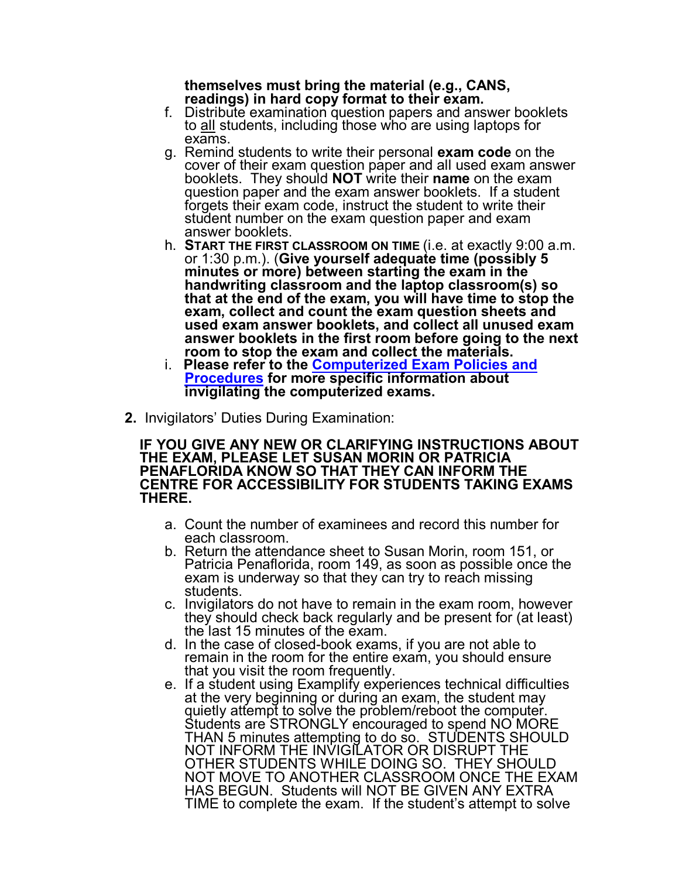**themselves must bring the material (e.g., CANS, readings) in hard copy format to their exam.**

f. Distribute examination question papers and answer booklets to all students, including those who are using laptops for exams.
g. Remind students to write their personal **exam code** on the cover of their exam question paper and all used exam answer booklets. They should **NOT** write their **name** on the exam question paper and the exam answer booklets. If a student forgets their exam code, instruct the student to write their student number on the exam question paper and exam answer booklets.
h. **START THE FIRST CLASSROOM ON TIME** (i.e. at exactly 9:00 a.m. or 1:30 p.m.). (**Give yourself adequate time (possibly 5 minutes or more) between starting the exam in the handwriting classroom and the laptop classroom(s) so that at the end of the exam, you will have time to stop the exam, collect and count the exam question sheets and used exam answer booklets, and collect all unused exam answer booklets in the first room before going to the next room to stop the exam and collect the materials.**
i. **Please refer to the [Computerized Exam Policies and Procedures] for more specific information about invigilating the computerized exams.**

**2.** Invigilators' Duties During Examination:

**IF YOU GIVE ANY NEW OR CLARIFYING INSTRUCTIONS ABOUT THE EXAM, PLEASE LET SUSAN MORIN OR PATRICIA PENAFLORIDA KNOW SO THAT THEY CAN INFORM THE CENTRE FOR ACCESSIBILITY FOR STUDENTS TAKING EXAMS THERE.**

a. Count the number of examinees and record this number for each classroom.
b. Return the attendance sheet to Susan Morin, room 151, or Patricia Penaflorida, room 149, as soon as possible once the exam is underway so that they can try to reach missing students.
c. Invigilators do not have to remain in the exam room, however they should check back regularly and be present for (at least) the last 15 minutes of the exam.
d. In the case of closed-book exams, if you are not able to remain in the room for the entire exam, you should ensure that you visit the room frequently.
e. If a student using Examplify experiences technical difficulties at the very beginning or during an exam, the student may quietly attempt to solve the problem/reboot the computer. Students are STRONGLY encouraged to spend NO MORE THAN 5 minutes attempting to do so. STUDENTS SHOULD NOT INFORM THE INVIGILATOR OR DISRUPT THE OTHER STUDENTS WHILE DOING SO. THEY SHOULD NOT MOVE TO ANOTHER CLASSROOM ONCE THE EXAM HAS BEGUN. Students will NOT BE GIVEN ANY EXTRA TIME to complete the exam. If the student's attempt to solve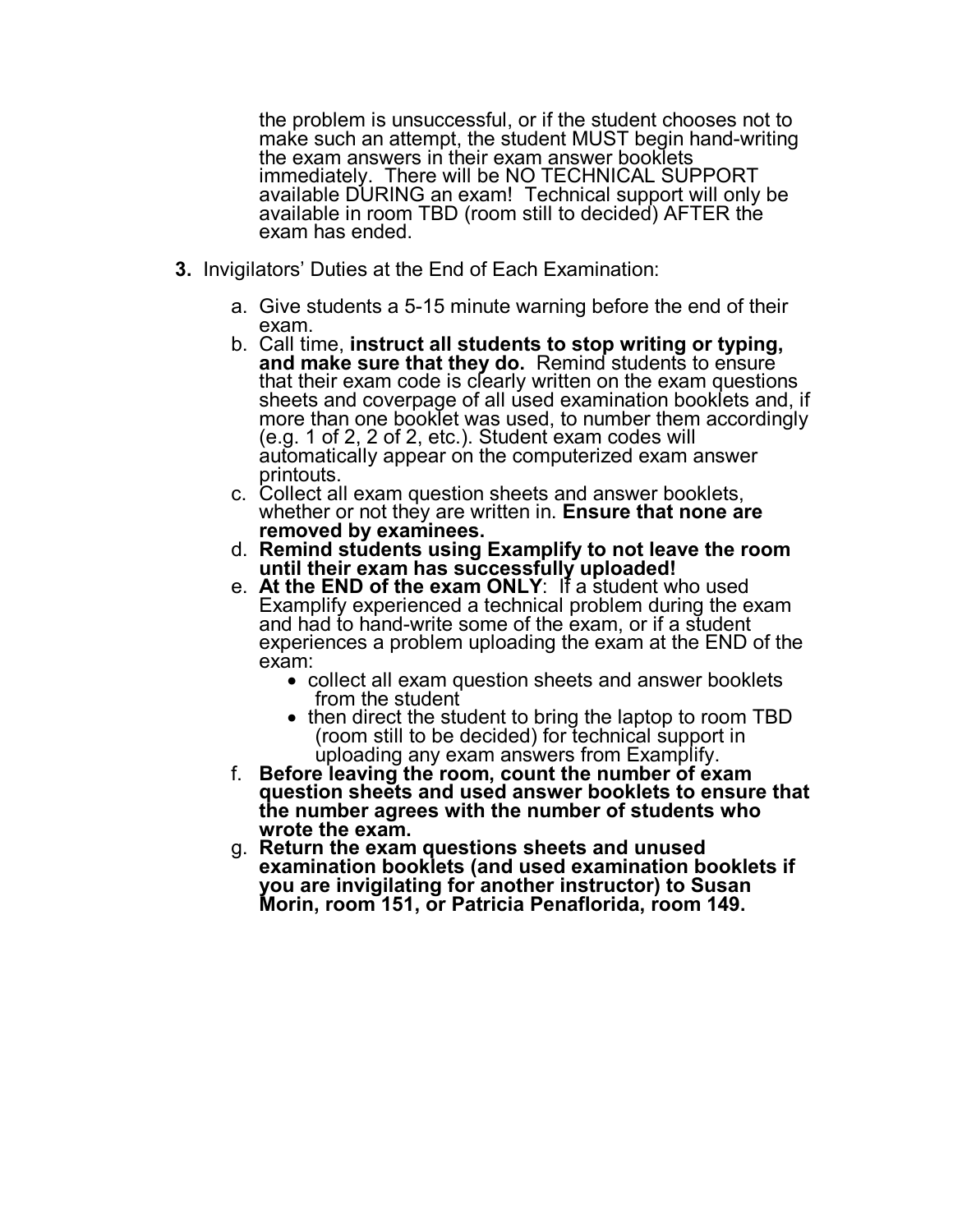the problem is unsuccessful, or if the student chooses not to make such an attempt, the student MUST begin hand-writing the exam answers in their exam answer booklets immediately. There will be NO TECHNICAL SUPPORT available DURING an exam! Technical support will only be available in room TBD (room still to decided) AFTER the exam has ended.

**3.** Invigilators' Duties at the End of Each Examination:

a. Give students a 5-15 minute warning before the end of their exam.
b. Call time, **instruct all students to stop writing or typing, and make sure that they do.** Remind students to ensure that their exam code is clearly written on the exam questions sheets and coverpage of all used examination booklets and, if more than one booklet was used, to number them accordingly (e.g. 1 of 2, 2 of 2, etc.). Student exam codes will automatically appear on the computerized exam answer printouts.
c. Collect all exam question sheets and answer booklets, whether or not they are written in. **Ensure that none are removed by examinees.**
d. **Remind students using Examplify to not leave the room until their exam has successfully uploaded!**
e. **At the END of the exam ONLY**: If a student who used Examplify experienced a technical problem during the exam and had to hand-write some of the exam, or if a student experiences a problem uploading the exam at the END of the exam:
    - collect all exam question sheets and answer booklets from the student
    - then direct the student to bring the laptop to room TBD (room still to be decided) for technical support in uploading any exam answers from Examplify.
f. **Before leaving the room, count the number of exam question sheets and used answer booklets to ensure that the number agrees with the number of students who wrote the exam.**
g. **Return the exam questions sheets and unused examination booklets (and used examination booklets if you are invigilating for another instructor) to Susan Morin, room 151, or Patricia Penaflorida, room 149.**